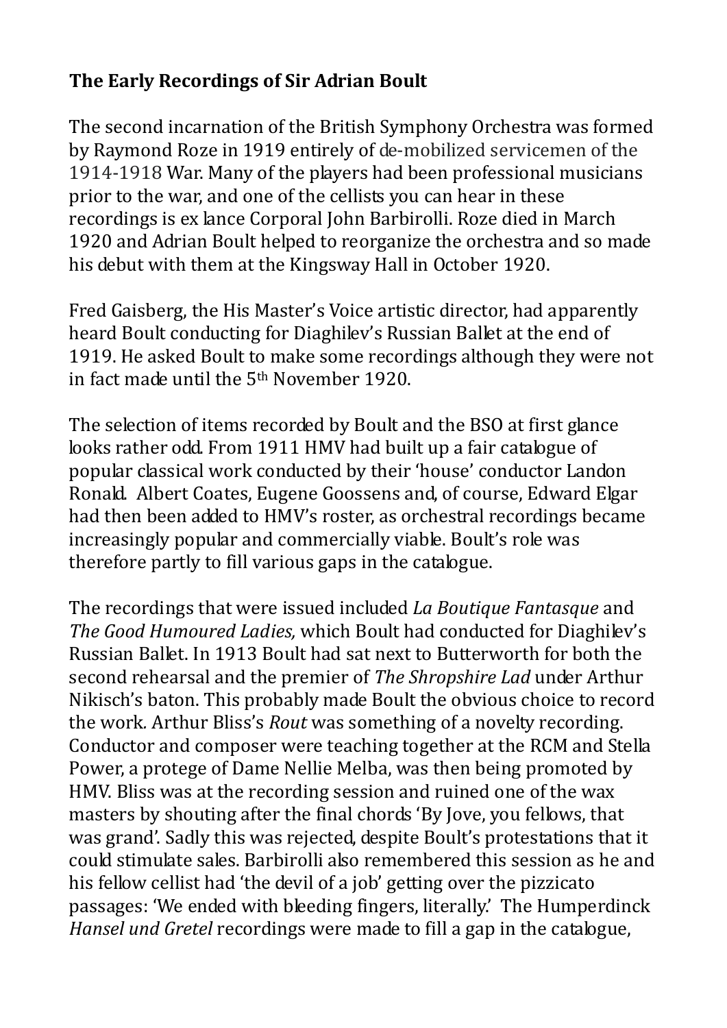**The Early Recordings of Sir Adrian Boult**

The second incarnation of the British Symphony Orchestra was formed by Raymond Roze in 1919 entirely of de-mobilized servicemen of the 1914-1918 War. Many of the players had been professional musicians prior to the war, and one of the cellists you can hear in these recordings is ex lance Corporal John Barbirolli. Roze died in March 1920 and Adrian Boult helped to reorganize the orchestra and so made his debut with them at the Kingsway Hall in October 1920.

Fred Gaisberg, the His Master's Voice artistic director, had apparently heard Boult conducting for Diaghilev's Russian Ballet at the end of 1919. He asked Boult to make some recordings although they were not in fact made until the 5th November 1920.

The selection of items recorded by Boult and the BSO at first glance looks rather odd. From 1911 HMV had built up a fair catalogue of popular classical work conducted by their 'house' conductor Landon Ronald. Albert Coates, Eugene Goossens and, of course, Edward Elgar had then been added to HMV's roster, as orchestral recordings became increasingly popular and commercially viable. Boult's role was therefore partly to fill various gaps in the catalogue.

The recordings that were issued included *La Boutique Fantasque* and *The Good Humoured Ladies,* which Boult had conducted for Diaghilev's Russian Ballet. In 1913 Boult had sat next to Butterworth for both the second rehearsal and the premier of *The Shropshire Lad* under Arthur Nikisch's baton. This probably made Boult the obvious choice to record the work. Arthur Bliss's *Rout* was something of a novelty recording. Conductor and composer were teaching together at the RCM and Stella Power, a protege of Dame Nellie Melba, was then being promoted by HMV. Bliss was at the recording session and ruined one of the wax masters by shouting after the final chords 'By Jove, you fellows, that was grand'. Sadly this was rejected, despite Boult's protestations that it could stimulate sales. Barbirolli also remembered this session as he and his fellow cellist had 'the devil of a job' getting over the pizzicato passages: 'We ended with bleeding fingers, literally.' The Humperdinck *Hansel und Gretel* recordings were made to fill a gap in the catalogue,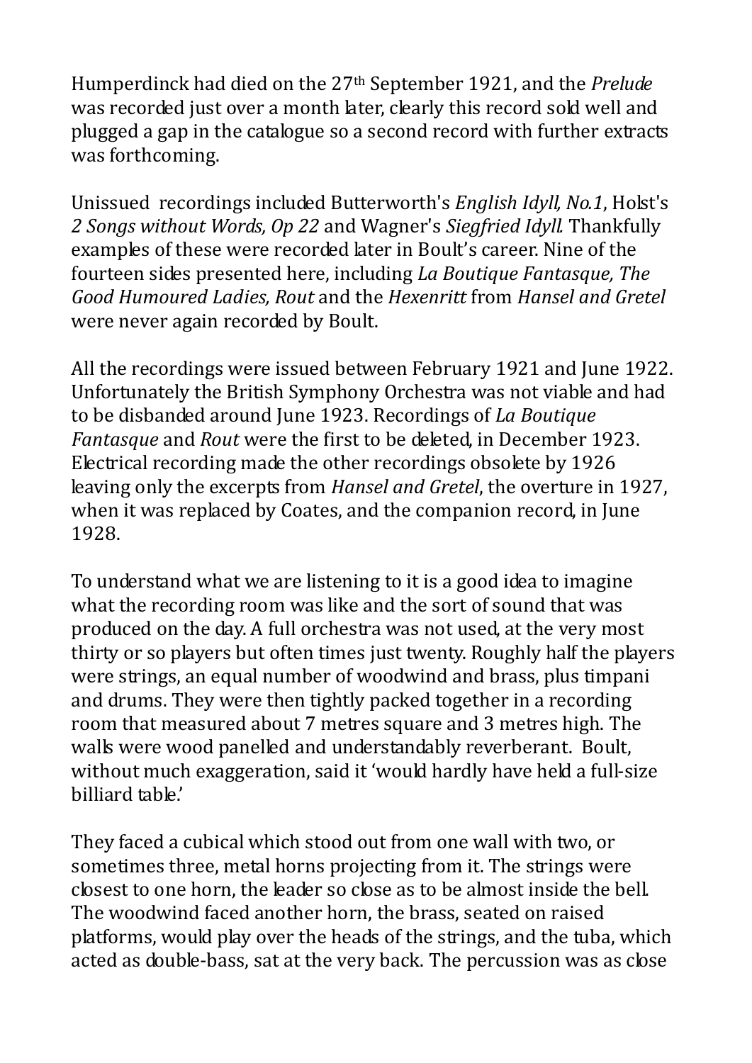Humperdinck had died on the 27th September 1921, and the *Prelude* was recorded just over a month later, clearly this record sold well and plugged a gap in the catalogue so a second record with further extracts was forthcoming.

Unissued recordings included Butterworth's *English Idyll, No.1*, Holst's *2 Songs without Words, Op 22* and Wagner's *Siegfried Idyll.* Thankfully examples of these were recorded later in Boult's career. Nine of the fourteen sides presented here, including *La Boutique Fantasque, The Good Humoured Ladies, Rout* and the *Hexenritt* from *Hansel and Gretel* were never again recorded by Boult.

All the recordings were issued between February 1921 and June 1922. Unfortunately the British Symphony Orchestra was not viable and had to be disbanded around June 1923. Recordings of *La Boutique Fantasque* and *Rout* were the first to be deleted, in December 1923. Electrical recording made the other recordings obsolete by 1926 leaving only the excerpts from *Hansel and Gretel*, the overture in 1927, when it was replaced by Coates, and the companion record, in June 1928.

To understand what we are listening to it is a good idea to imagine what the recording room was like and the sort of sound that was produced on the day. A full orchestra was not used, at the very most thirty or so players but often times just twenty. Roughly half the players were strings, an equal number of woodwind and brass, plus timpani and drums. They were then tightly packed together in a recording room that measured about 7 metres square and 3 metres high. The walls were wood panelled and understandably reverberant. Boult, without much exaggeration, said it 'would hardly have held a full-size billiard table.'

They faced a cubical which stood out from one wall with two, or sometimes three, metal horns projecting from it. The strings were closest to one horn, the leader so close as to be almost inside the bell. The woodwind faced another horn, the brass, seated on raised platforms, would play over the heads of the strings, and the tuba, which acted as double-bass, sat at the very back. The percussion was as close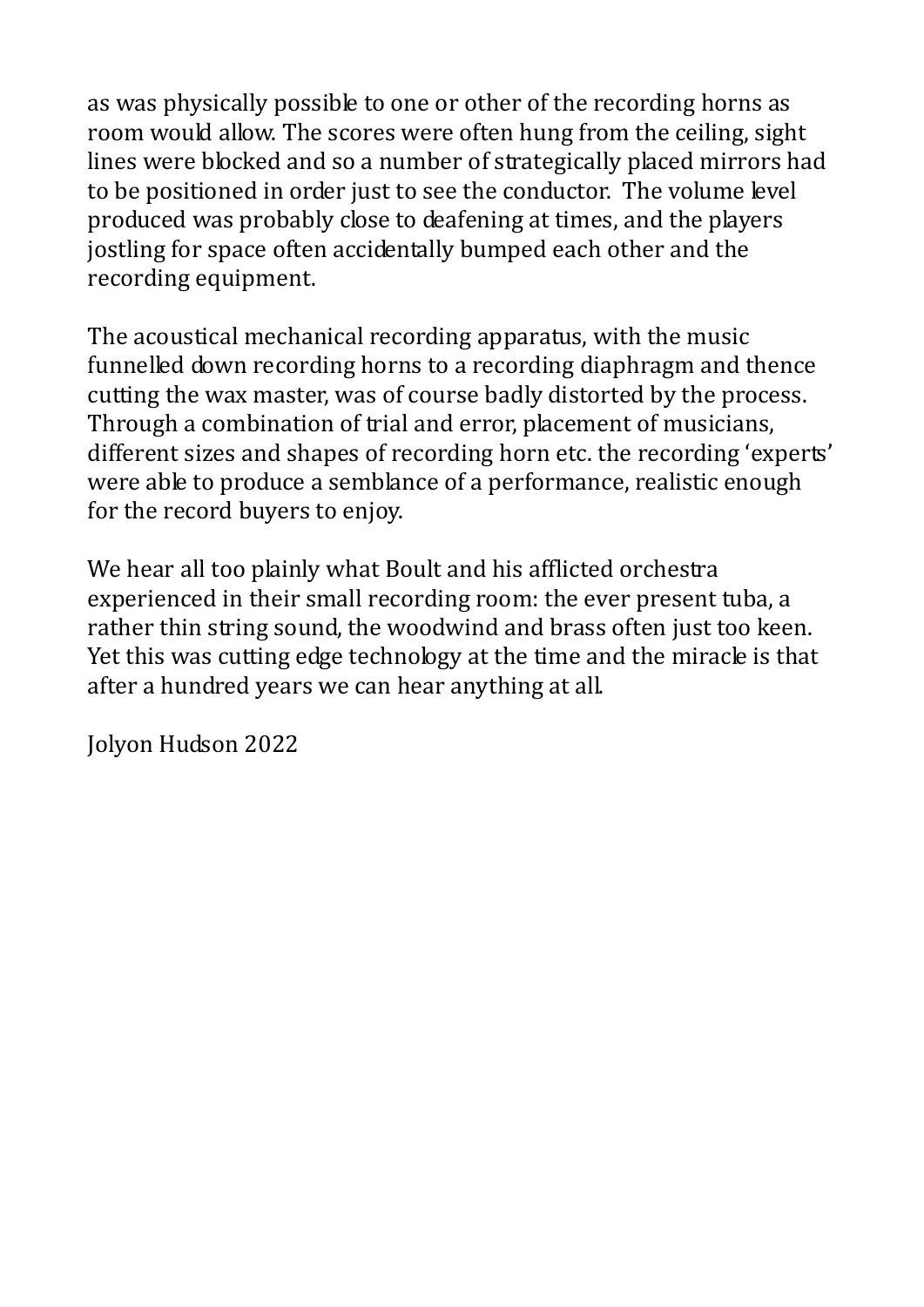as was physically possible to one or other of the recording horns as room would allow. The scores were often hung from the ceiling, sight lines were blocked and so a number of strategically placed mirrors had to be positioned in order just to see the conductor. The volume level produced was probably close to deafening at times, and the players jostling for space often accidentally bumped each other and the recording equipment.

The acoustical mechanical recording apparatus, with the music funnelled down recording horns to a recording diaphragm and thence cutting the wax master, was of course badly distorted by the process. Through a combination of trial and error, placement of musicians, different sizes and shapes of recording horn etc. the recording 'experts' were able to produce a semblance of a performance, realistic enough for the record buyers to enjoy.

We hear all too plainly what Boult and his afflicted orchestra experienced in their small recording room: the ever present tuba, a rather thin string sound, the woodwind and brass often just too keen. Yet this was cutting edge technology at the time and the miracle is that after a hundred years we can hear anything at all.

Jolyon Hudson 2022